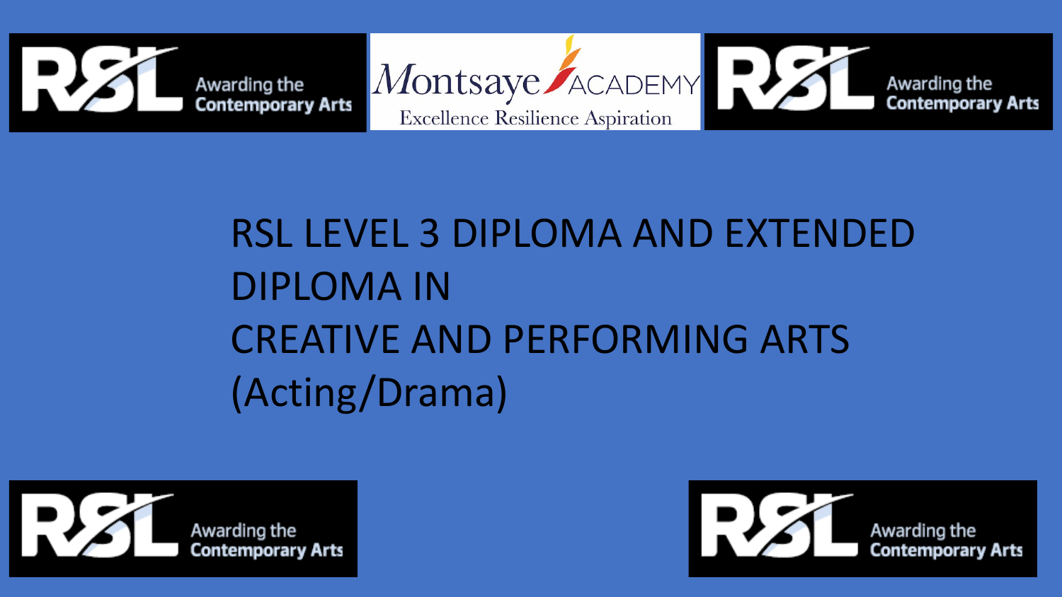RSL Awarding the Contemporary Arts

Montsaye ACADEMY
Excellence Resilience Aspiration

RSL Awarding the Contemporary Arts

# RSL LEVEL 3 DIPLOMA AND EXTENDED DIPLOMA IN CREATIVE AND PERFORMING ARTS (Acting/Drama)

RSL Awarding the Contemporary Arts

RSL Awarding the Contemporary Arts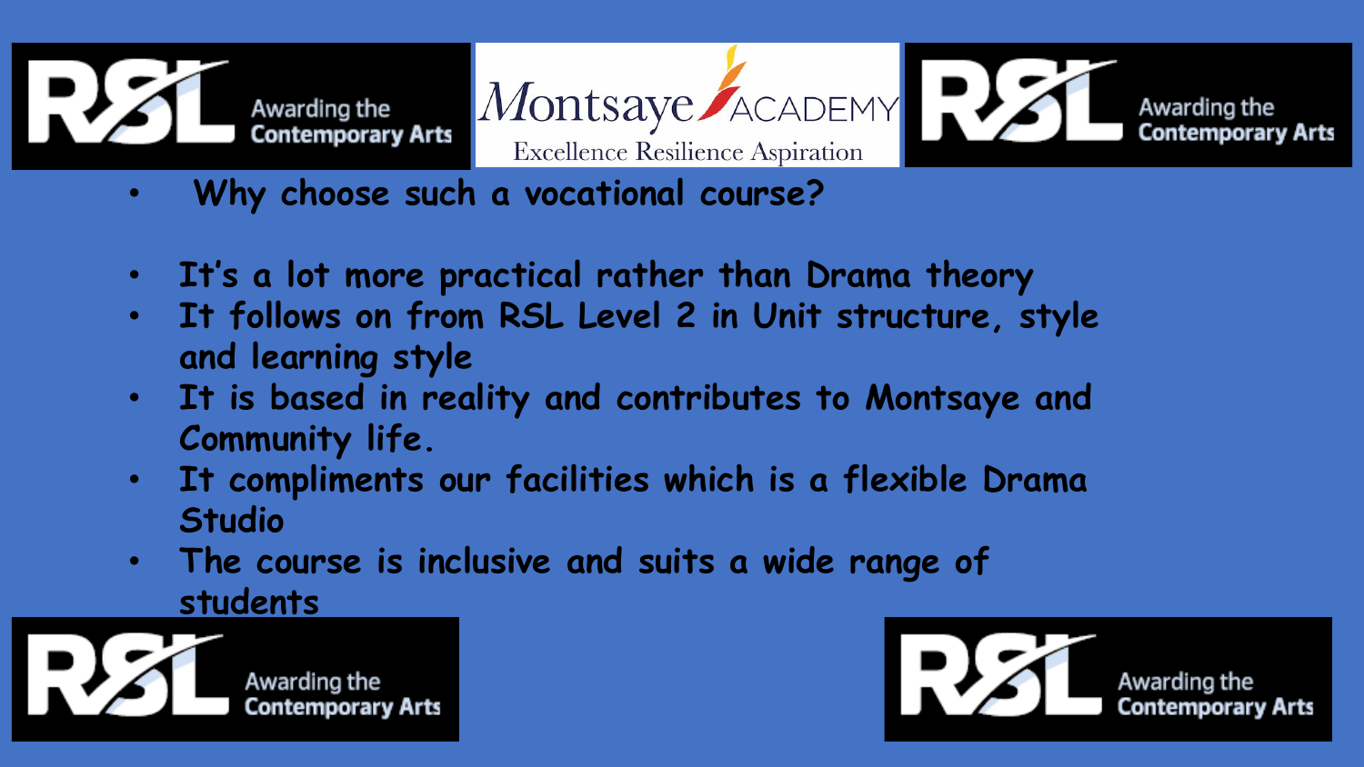- Why choose such a vocational course?

- It's a lot more practical rather than Drama theory
- It follows on from RSL Level 2 in Unit structure, style and learning style
- It is based in reality and contributes to Montsaye and Community life.
- It compliments our facilities which is a flexible Drama Studio
- The course is inclusive and suits a wide range of students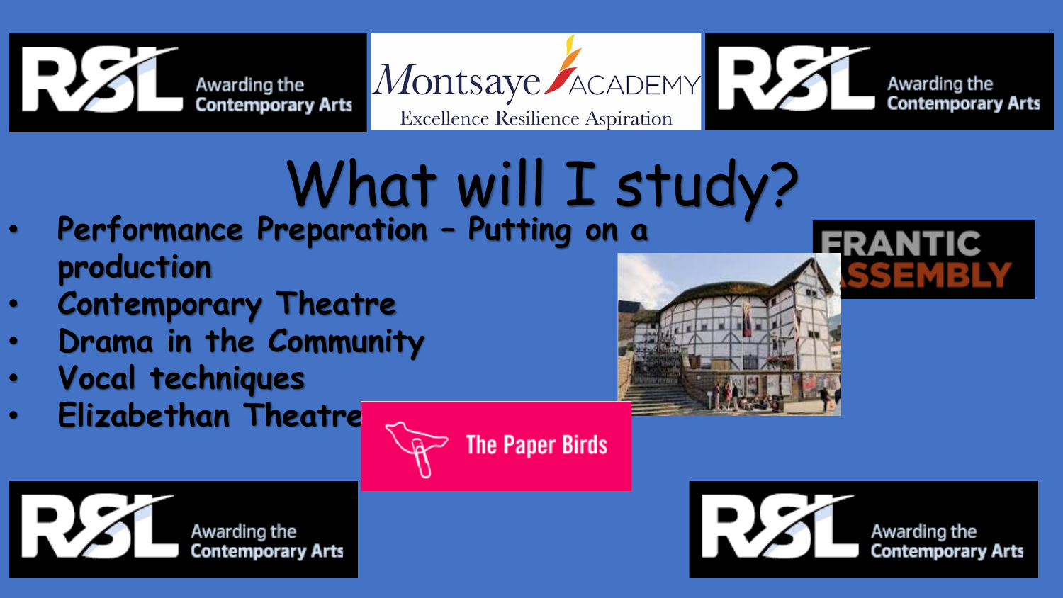# What will I study?

- Performance Preparation – Putting on a production
- Contemporary Theatre
- Drama in the Community
- Vocal techniques
- Elizabethan Theatre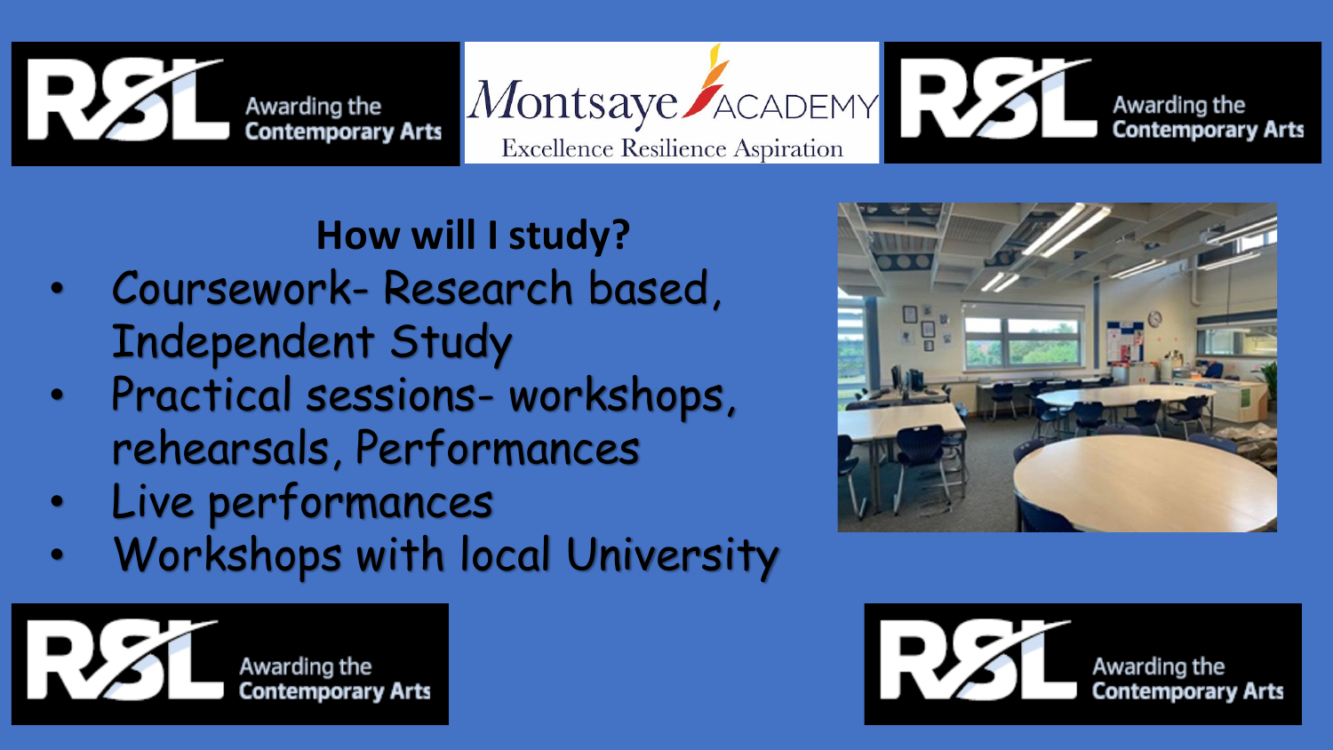## How will I study?

- Coursework- Research based, Independent Study
- Practical sessions- workshops, rehearsals, Performances
- Live performances
- Workshops with local University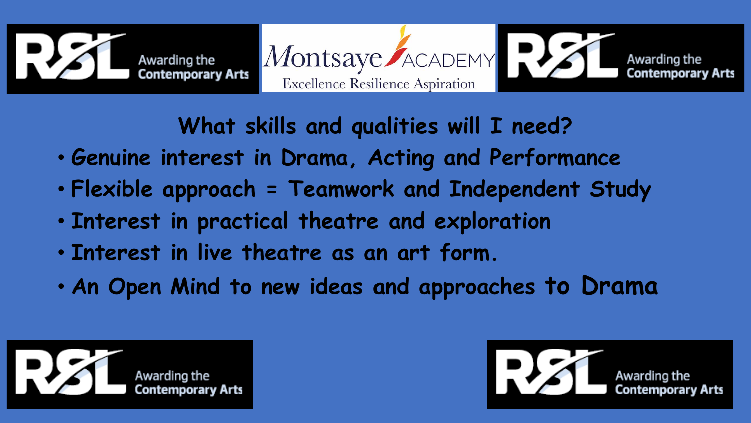RSL Awarding the Contemporary Arts

Montsaye ACADEMY
Excellence Resilience Aspiration

RSL Awarding the Contemporary Arts

## What skills and qualities will I need?

- Genuine interest in Drama, Acting and Performance
- Flexible approach = Teamwork and Independent Study
- Interest in practical theatre and exploration
- Interest in live theatre as an art form.
- An Open Mind to new ideas and approaches to Drama

RSL Awarding the Contemporary Arts

RSL Awarding the Contemporary Arts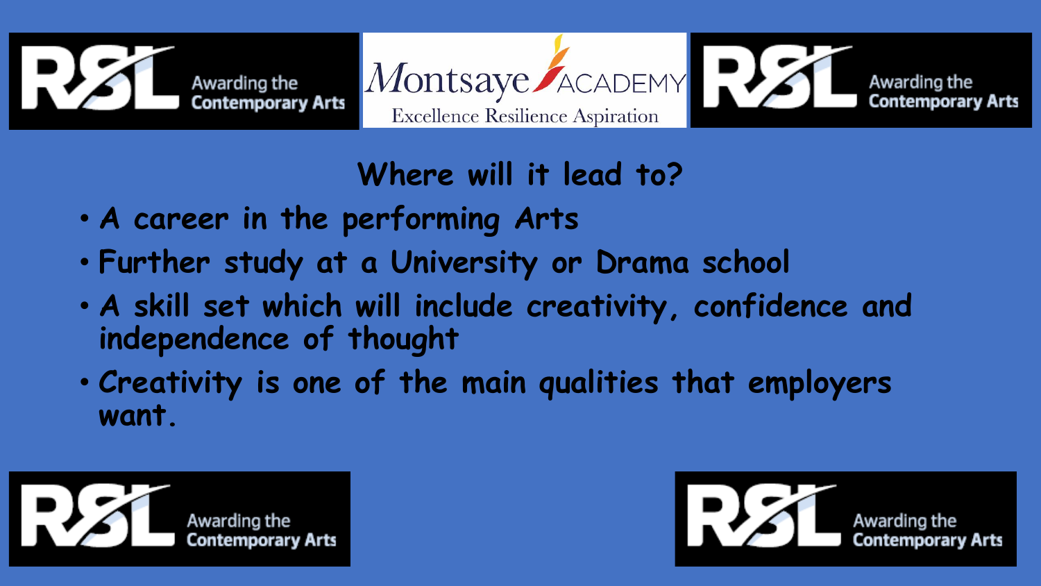## Where will it lead to?

- A career in the performing Arts
- Further study at a University or Drama school
- A skill set which will include creativity, confidence and independence of thought
- Creativity is one of the main qualities that employers want.